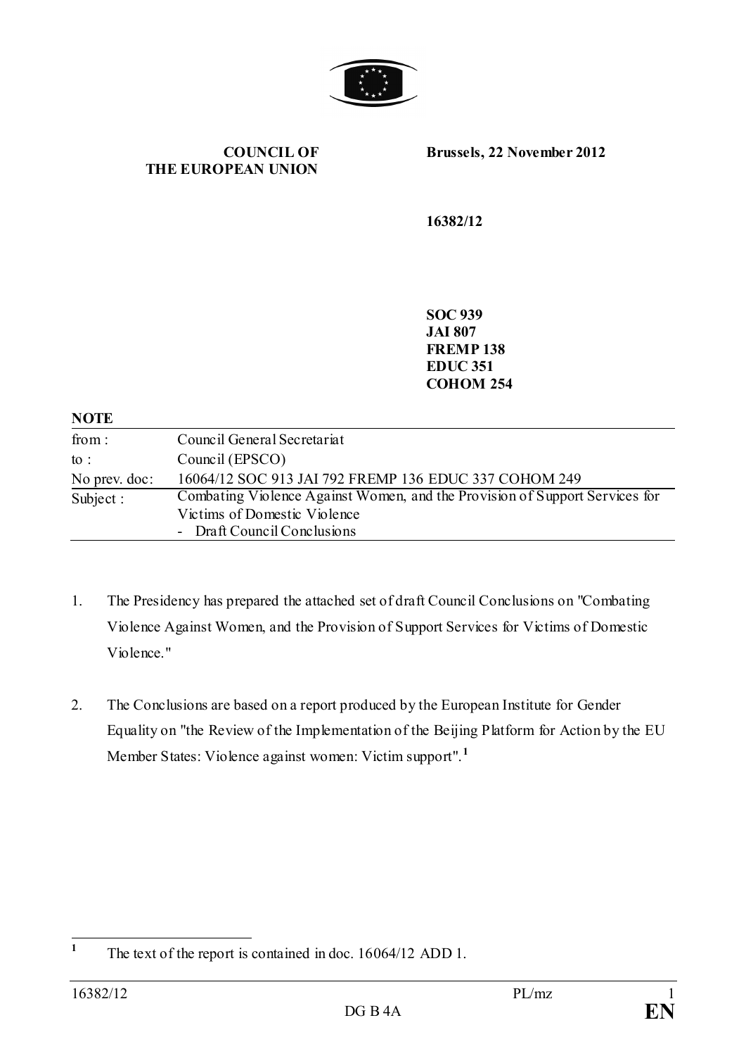**COUNCIL OF THE EUROPEAN UNION**

**Brussels, 22 November 2012**

**16382/12**

**SOC 939**
**JAI 807**
**FREMP 138**
**EDUC 351**
**COHOM 254**

**NOTE**

| | |
|---|---|
| from : | Council General Secretariat |
| to : | Council (EPSCO) |
| No prev. doc: | 16064/12 SOC 913 JAI 792 FREMP 136 EDUC 337 COHOM 249 |
| Subject : | Combating Violence Against Women, and the Provision of Support Services for Victims of Domestic Violence<br>- Draft Council Conclusions |

1. The Presidency has prepared the attached set of draft Council Conclusions on "Combating Violence Against Women, and the Provision of Support Services for Victims of Domestic Violence."

2. The Conclusions are based on a report produced by the European Institute for Gender Equality on "the Review of the Implementation of the Beijing Platform for Action by the EU Member States: Violence against women: Victim support".[1]

[1] The text of the report is contained in doc. 16064/12 ADD 1.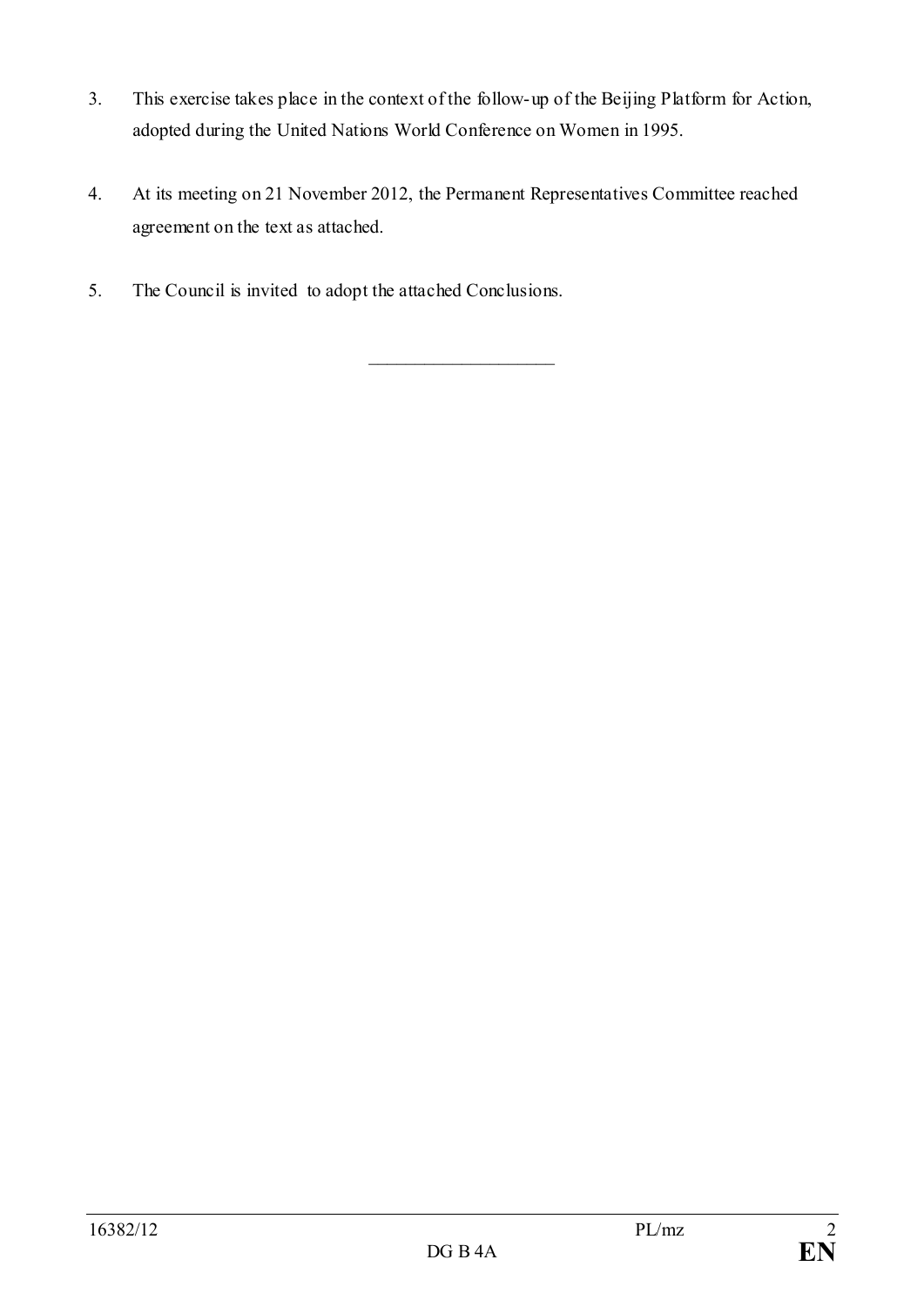3. This exercise takes place in the context of the follow-up of the Beijing Platform for Action, adopted during the United Nations World Conference on Women in 1995.

4. At its meeting on 21 November 2012, the Permanent Representatives Committee reached agreement on the text as attached.

5. The Council is invited to adopt the attached Conclusions.

\_\_\_\_\_\_\_\_\_\_\_\_\_\_\_\_\_\_\_\_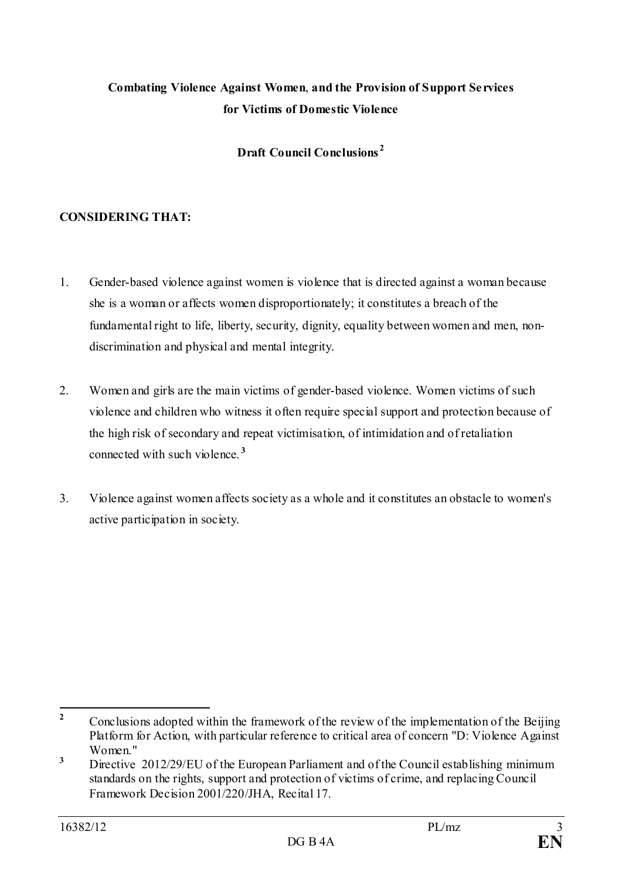**Combating Violence Against Women, and the Provision of Support Services for Victims of Domestic Violence**

**Draft Council Conclusions**[2]

**CONSIDERING THAT:**

1. Gender-based violence against women is violence that is directed against a woman because she is a woman or affects women disproportionately; it constitutes a breach of the fundamental right to life, liberty, security, dignity, equality between women and men, non-discrimination and physical and mental integrity.

2. Women and girls are the main victims of gender-based violence. Women victims of such violence and children who witness it often require special support and protection because of the high risk of secondary and repeat victimisation, of intimidation and of retaliation connected with such violence.[3]

3. Violence against women affects society as a whole and it constitutes an obstacle to women's active participation in society.

---

[2] Conclusions adopted within the framework of the review of the implementation of the Beijing Platform for Action, with particular reference to critical area of concern "D: Violence Against Women."

[3] Directive 2012/29/EU of the European Parliament and of the Council establishing minimum standards on the rights, support and protection of victims of crime, and replacing Council Framework Decision 2001/220/JHA, Recital 17.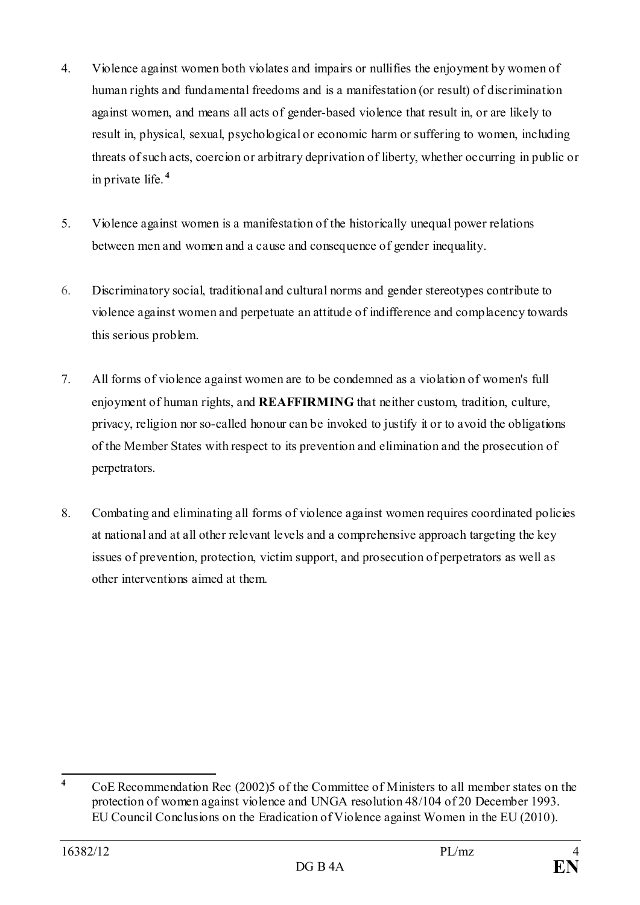4. Violence against women both violates and impairs or nullifies the enjoyment by women of human rights and fundamental freedoms and is a manifestation (or result) of discrimination against women, and means all acts of gender-based violence that result in, or are likely to result in, physical, sexual, psychological or economic harm or suffering to women, including threats of such acts, coercion or arbitrary deprivation of liberty, whether occurring in public or in private life.[4]

5. Violence against women is a manifestation of the historically unequal power relations between men and women and a cause and consequence of gender inequality.

6. Discriminatory social, traditional and cultural norms and gender stereotypes contribute to violence against women and perpetuate an attitude of indifference and complacency towards this serious problem.

7. All forms of violence against women are to be condemned as a violation of women's full enjoyment of human rights, and **REAFFIRMING** that neither custom, tradition, culture, privacy, religion nor so-called honour can be invoked to justify it or to avoid the obligations of the Member States with respect to its prevention and elimination and the prosecution of perpetrators.

8. Combating and eliminating all forms of violence against women requires coordinated policies at national and at all other relevant levels and a comprehensive approach targeting the key issues of prevention, protection, victim support, and prosecution of perpetrators as well as other interventions aimed at them.

---

[4] CoE Recommendation Rec (2002)5 of the Committee of Ministers to all member states on the protection of women against violence and UNGA resolution 48/104 of 20 December 1993. EU Council Conclusions on the Eradication of Violence against Women in the EU (2010).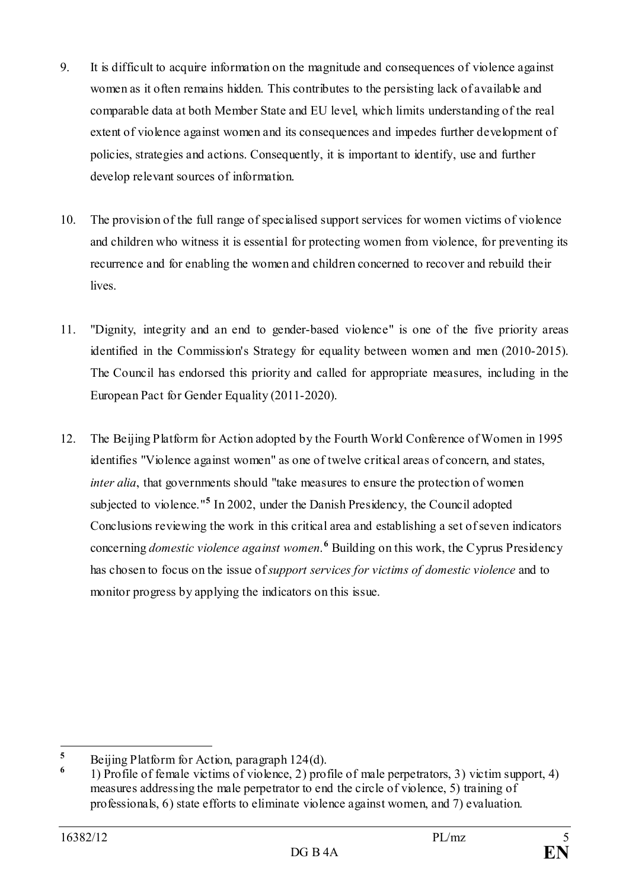9. It is difficult to acquire information on the magnitude and consequences of violence against women as it often remains hidden. This contributes to the persisting lack of available and comparable data at both Member State and EU level, which limits understanding of the real extent of violence against women and its consequences and impedes further development of policies, strategies and actions. Consequently, it is important to identify, use and further develop relevant sources of information.

10. The provision of the full range of specialised support services for women victims of violence and children who witness it is essential for protecting women from violence, for preventing its recurrence and for enabling the women and children concerned to recover and rebuild their lives.

11. "Dignity, integrity and an end to gender-based violence" is one of the five priority areas identified in the Commission's Strategy for equality between women and men (2010-2015). The Council has endorsed this priority and called for appropriate measures, including in the European Pact for Gender Equality (2011-2020).

12. The Beijing Platform for Action adopted by the Fourth World Conference of Women in 1995 identifies "Violence against women" as one of twelve critical areas of concern, and states, *inter alia*, that governments should "take measures to ensure the protection of women subjected to violence."[5] In 2002, under the Danish Presidency, the Council adopted Conclusions reviewing the work in this critical area and establishing a set of seven indicators concerning *domestic violence against women*.[6] Building on this work, the Cyprus Presidency has chosen to focus on the issue of *support services for victims of domestic violence* and to monitor progress by applying the indicators on this issue.

---

[5] Beijing Platform for Action, paragraph 124(d).

[6] 1) Profile of female victims of violence, 2) profile of male perpetrators, 3) victim support, 4) measures addressing the male perpetrator to end the circle of violence, 5) training of professionals, 6) state efforts to eliminate violence against women, and 7) evaluation.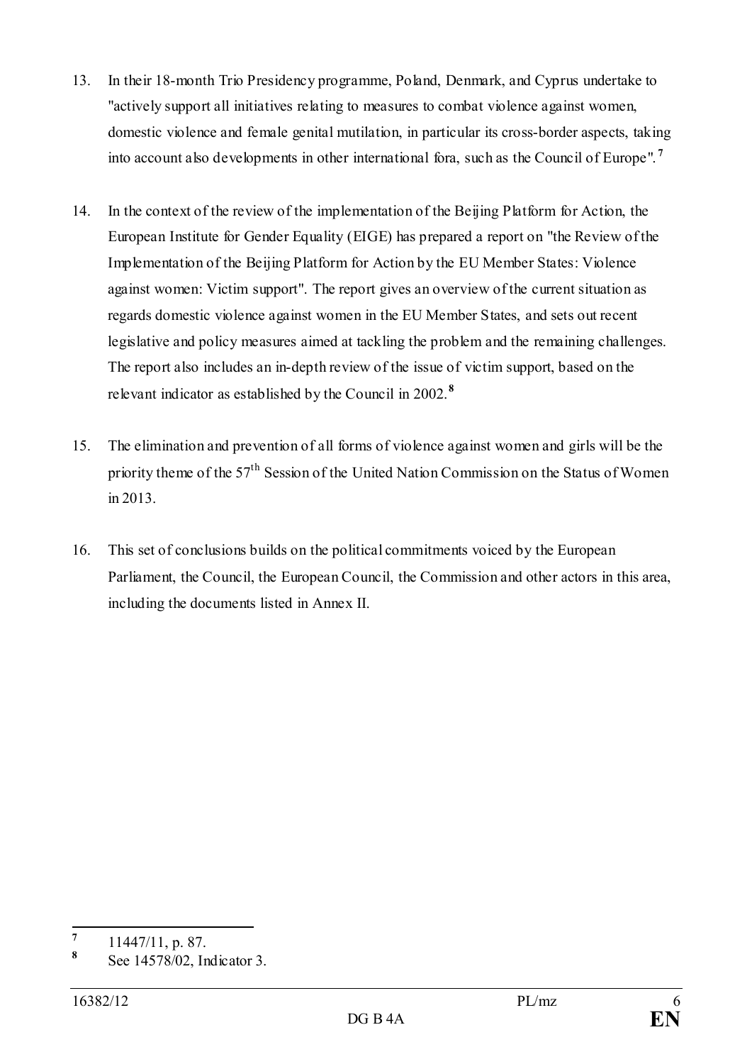13. In their 18-month Trio Presidency programme, Poland, Denmark, and Cyprus undertake to "actively support all initiatives relating to measures to combat violence against women, domestic violence and female genital mutilation, in particular its cross-border aspects, taking into account also developments in other international fora, such as the Council of Europe".[7]

14. In the context of the review of the implementation of the Beijing Platform for Action, the European Institute for Gender Equality (EIGE) has prepared a report on "the Review of the Implementation of the Beijing Platform for Action by the EU Member States: Violence against women: Victim support". The report gives an overview of the current situation as regards domestic violence against women in the EU Member States, and sets out recent legislative and policy measures aimed at tackling the problem and the remaining challenges. The report also includes an in-depth review of the issue of victim support, based on the relevant indicator as established by the Council in 2002.[8]

15. The elimination and prevention of all forms of violence against women and girls will be the priority theme of the 57th Session of the United Nation Commission on the Status of Women in 2013.

16. This set of conclusions builds on the political commitments voiced by the European Parliament, the Council, the European Council, the Commission and other actors in this area, including the documents listed in Annex II.

---

[7] 11447/11, p. 87.

[8] See 14578/02, Indicator 3.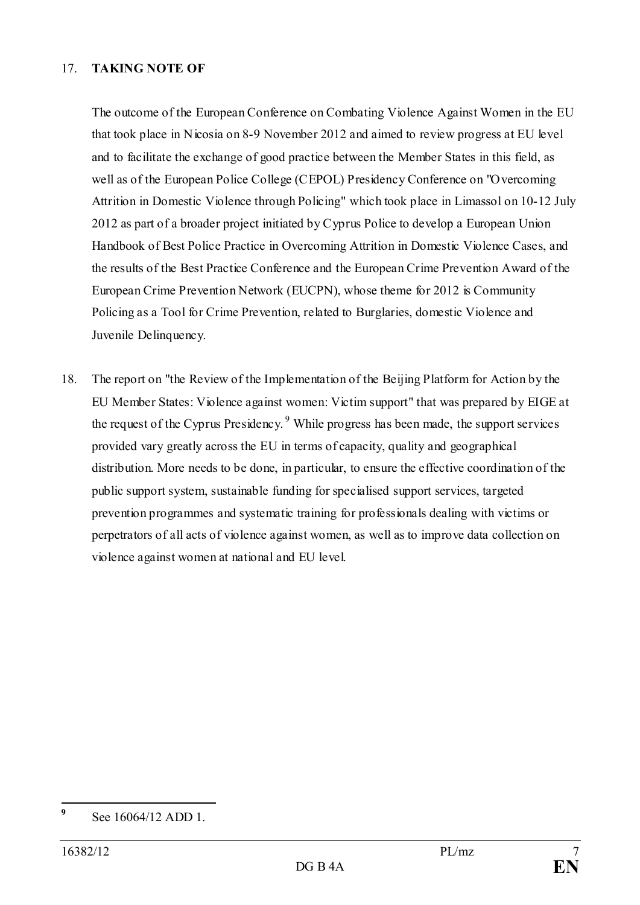17. **TAKING NOTE OF**

    The outcome of the European Conference on Combating Violence Against Women in the EU that took place in Nicosia on 8-9 November 2012 and aimed to review progress at EU level and to facilitate the exchange of good practice between the Member States in this field, as well as of the European Police College (CEPOL) Presidency Conference on "Overcoming Attrition in Domestic Violence through Policing" which took place in Limassol on 10-12 July 2012 as part of a broader project initiated by Cyprus Police to develop a European Union Handbook of Best Police Practice in Overcoming Attrition in Domestic Violence Cases, and the results of the Best Practice Conference and the European Crime Prevention Award of the European Crime Prevention Network (EUCPN), whose theme for 2012 is Community Policing as a Tool for Crime Prevention, related to Burglaries, domestic Violence and Juvenile Delinquency.

18. The report on "the Review of the Implementation of the Beijing Platform for Action by the EU Member States: Violence against women: Victim support" that was prepared by EIGE at the request of the Cyprus Presidency.[9] While progress has been made, the support services provided vary greatly across the EU in terms of capacity, quality and geographical distribution. More needs to be done, in particular, to ensure the effective coordination of the public support system, sustainable funding for specialised support services, targeted prevention programmes and systematic training for professionals dealing with victims or perpetrators of all acts of violence against women, as well as to improve data collection on violence against women at national and EU level.

---

[9] See 16064/12 ADD 1.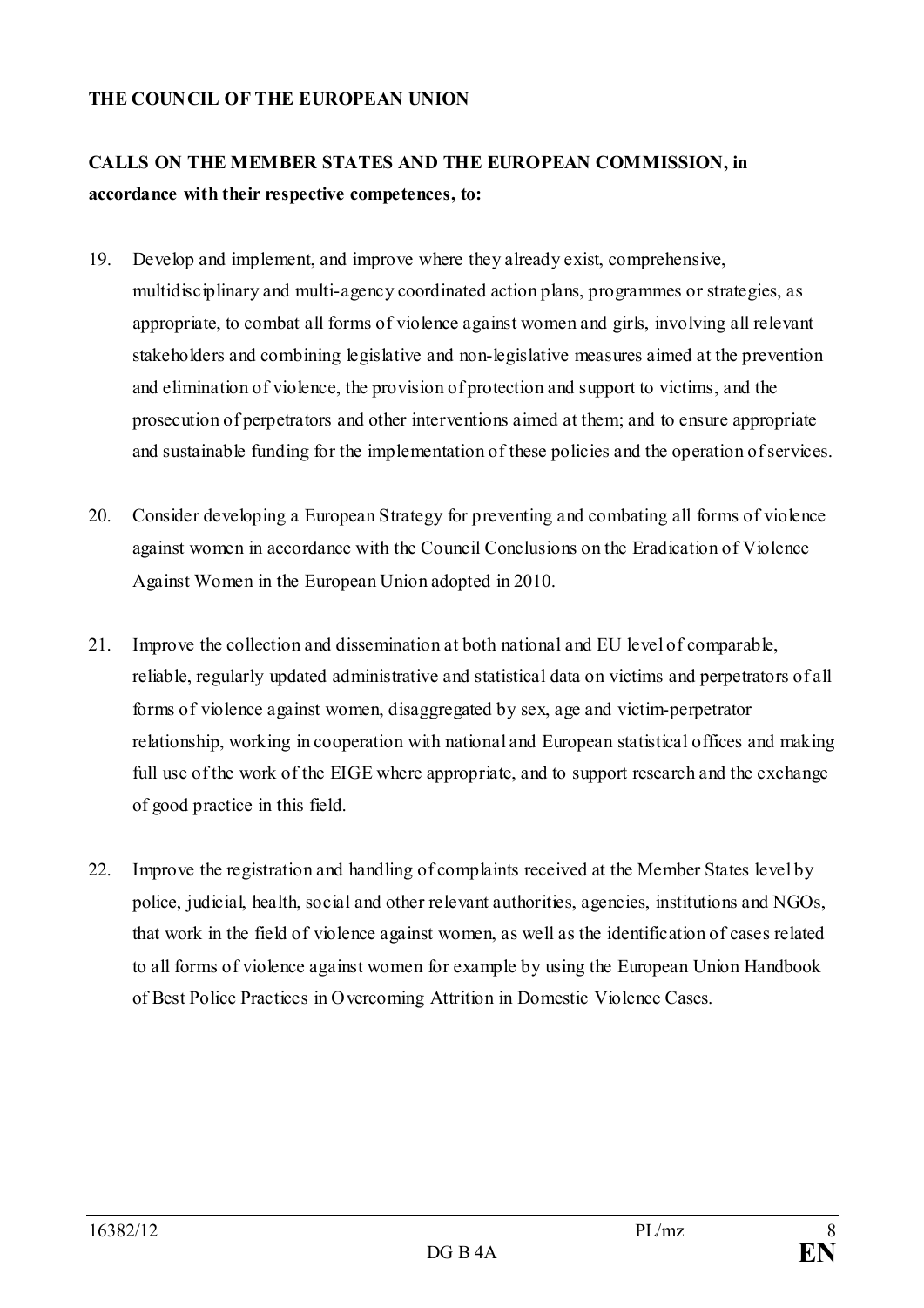**THE COUNCIL OF THE EUROPEAN UNION**

**CALLS ON THE MEMBER STATES AND THE EUROPEAN COMMISSION, in accordance with their respective competences, to:**

19. Develop and implement, and improve where they already exist, comprehensive, multidisciplinary and multi-agency coordinated action plans, programmes or strategies, as appropriate, to combat all forms of violence against women and girls, involving all relevant stakeholders and combining legislative and non-legislative measures aimed at the prevention and elimination of violence, the provision of protection and support to victims, and the prosecution of perpetrators and other interventions aimed at them; and to ensure appropriate and sustainable funding for the implementation of these policies and the operation of services.

20. Consider developing a European Strategy for preventing and combating all forms of violence against women in accordance with the Council Conclusions on the Eradication of Violence Against Women in the European Union adopted in 2010.

21. Improve the collection and dissemination at both national and EU level of comparable, reliable, regularly updated administrative and statistical data on victims and perpetrators of all forms of violence against women, disaggregated by sex, age and victim-perpetrator relationship, working in cooperation with national and European statistical offices and making full use of the work of the EIGE where appropriate, and to support research and the exchange of good practice in this field.

22. Improve the registration and handling of complaints received at the Member States level by police, judicial, health, social and other relevant authorities, agencies, institutions and NGOs, that work in the field of violence against women, as well as the identification of cases related to all forms of violence against women for example by using the European Union Handbook of Best Police Practices in Overcoming Attrition in Domestic Violence Cases.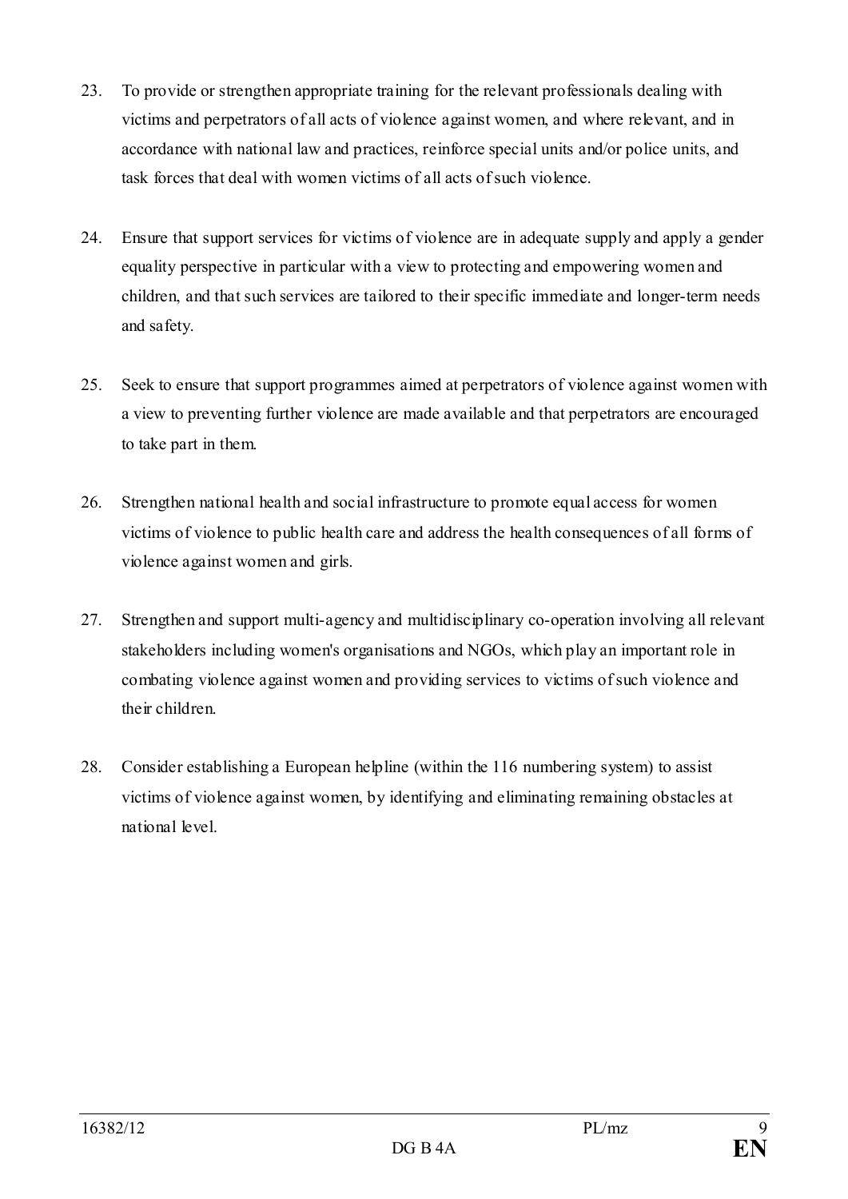23. To provide or strengthen appropriate training for the relevant professionals dealing with victims and perpetrators of all acts of violence against women, and where relevant, and in accordance with national law and practices, reinforce special units and/or police units, and task forces that deal with women victims of all acts of such violence.

24. Ensure that support services for victims of violence are in adequate supply and apply a gender equality perspective in particular with a view to protecting and empowering women and children, and that such services are tailored to their specific immediate and longer-term needs and safety.

25. Seek to ensure that support programmes aimed at perpetrators of violence against women with a view to preventing further violence are made available and that perpetrators are encouraged to take part in them.

26. Strengthen national health and social infrastructure to promote equal access for women victims of violence to public health care and address the health consequences of all forms of violence against women and girls.

27. Strengthen and support multi-agency and multidisciplinary co-operation involving all relevant stakeholders including women's organisations and NGOs, which play an important role in combating violence against women and providing services to victims of such violence and their children.

28. Consider establishing a European helpline (within the 116 numbering system) to assist victims of violence against women, by identifying and eliminating remaining obstacles at national level.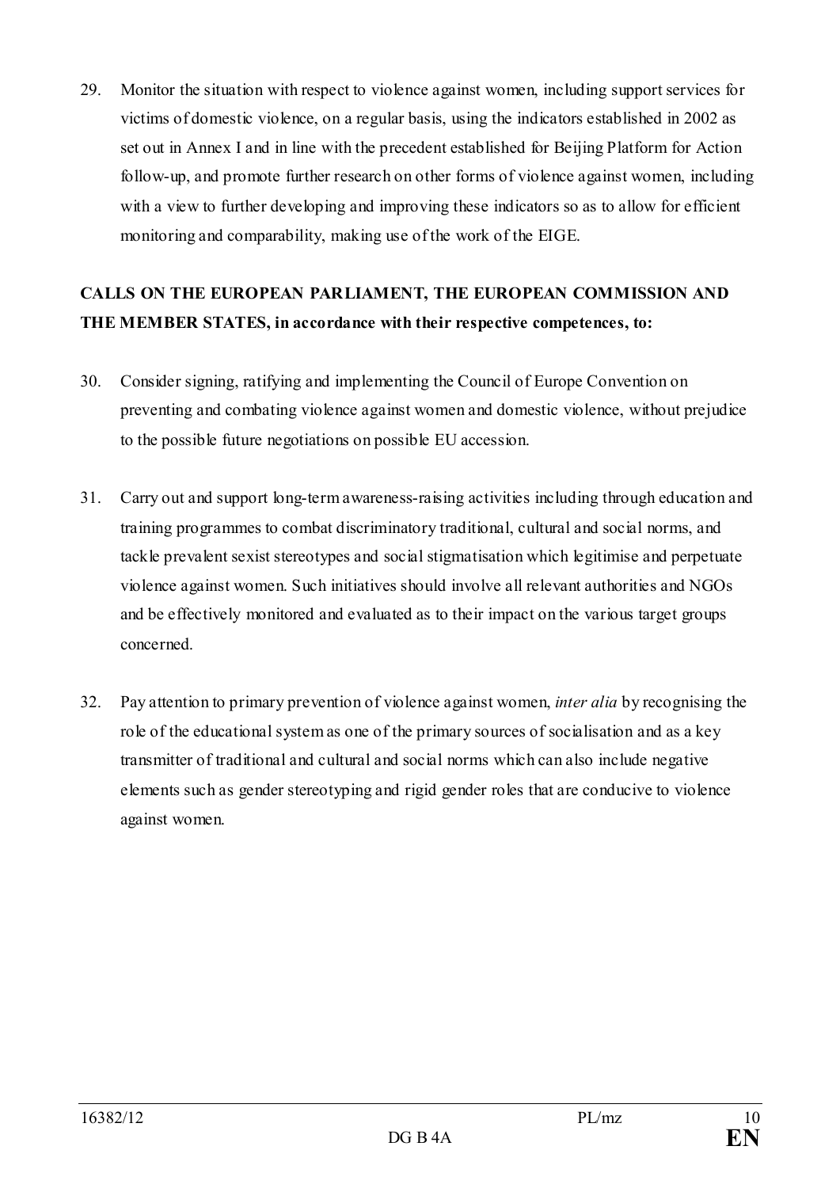29. Monitor the situation with respect to violence against women, including support services for victims of domestic violence, on a regular basis, using the indicators established in 2002 as set out in Annex I and in line with the precedent established for Beijing Platform for Action follow-up, and promote further research on other forms of violence against women, including with a view to further developing and improving these indicators so as to allow for efficient monitoring and comparability, making use of the work of the EIGE.

**CALLS ON THE EUROPEAN PARLIAMENT, THE EUROPEAN COMMISSION AND THE MEMBER STATES, in accordance with their respective competences, to:**

30. Consider signing, ratifying and implementing the Council of Europe Convention on preventing and combating violence against women and domestic violence, without prejudice to the possible future negotiations on possible EU accession.

31. Carry out and support long-term awareness-raising activities including through education and training programmes to combat discriminatory traditional, cultural and social norms, and tackle prevalent sexist stereotypes and social stigmatisation which legitimise and perpetuate violence against women. Such initiatives should involve all relevant authorities and NGOs and be effectively monitored and evaluated as to their impact on the various target groups concerned.

32. Pay attention to primary prevention of violence against women, *inter alia* by recognising the role of the educational system as one of the primary sources of socialisation and as a key transmitter of traditional and cultural and social norms which can also include negative elements such as gender stereotyping and rigid gender roles that are conducive to violence against women.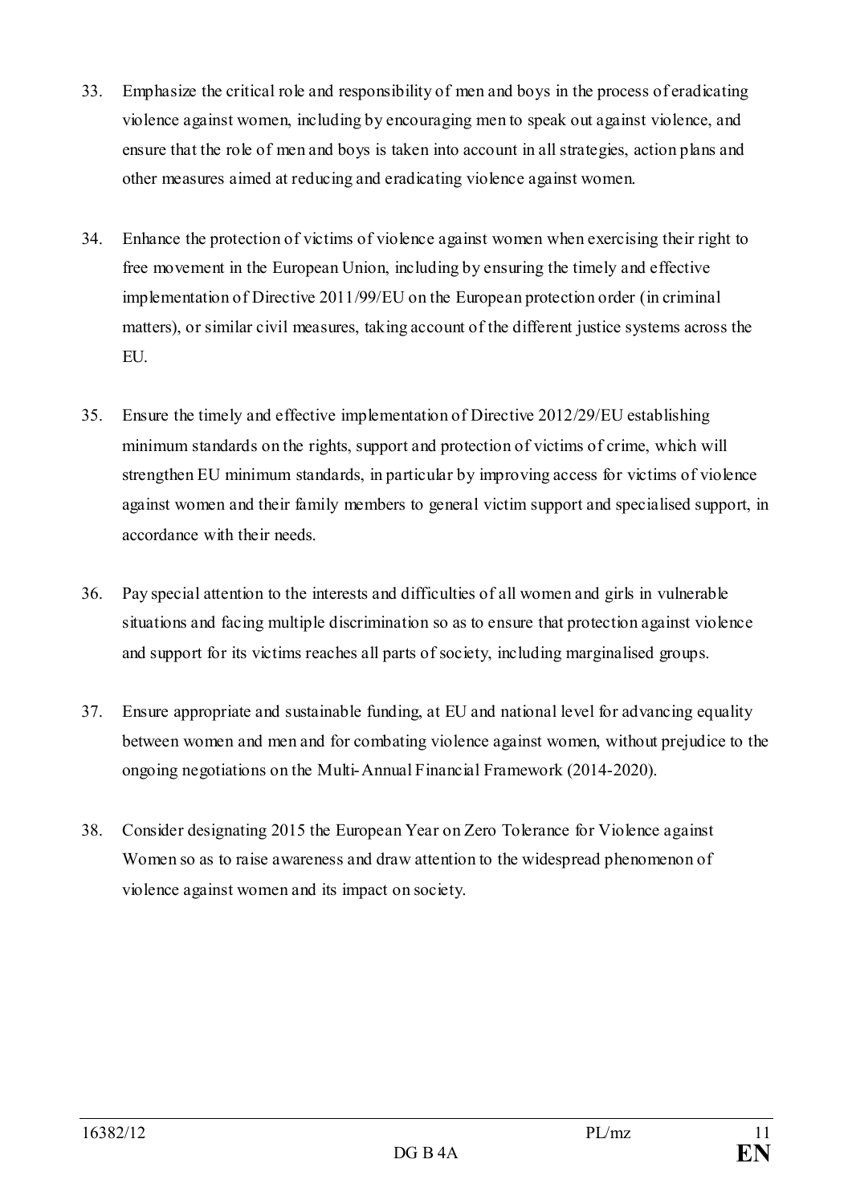33. Emphasize the critical role and responsibility of men and boys in the process of eradicating violence against women, including by encouraging men to speak out against violence, and ensure that the role of men and boys is taken into account in all strategies, action plans and other measures aimed at reducing and eradicating violence against women.

34. Enhance the protection of victims of violence against women when exercising their right to free movement in the European Union, including by ensuring the timely and effective implementation of Directive 2011/99/EU on the European protection order (in criminal matters), or similar civil measures, taking account of the different justice systems across the EU.

35. Ensure the timely and effective implementation of Directive 2012/29/EU establishing minimum standards on the rights, support and protection of victims of crime, which will strengthen EU minimum standards, in particular by improving access for victims of violence against women and their family members to general victim support and specialised support, in accordance with their needs.

36. Pay special attention to the interests and difficulties of all women and girls in vulnerable situations and facing multiple discrimination so as to ensure that protection against violence and support for its victims reaches all parts of society, including marginalised groups.

37. Ensure appropriate and sustainable funding, at EU and national level for advancing equality between women and men and for combating violence against women, without prejudice to the ongoing negotiations on the Multi-Annual Financial Framework (2014-2020).

38. Consider designating 2015 the European Year on Zero Tolerance for Violence against Women so as to raise awareness and draw attention to the widespread phenomenon of violence against women and its impact on society.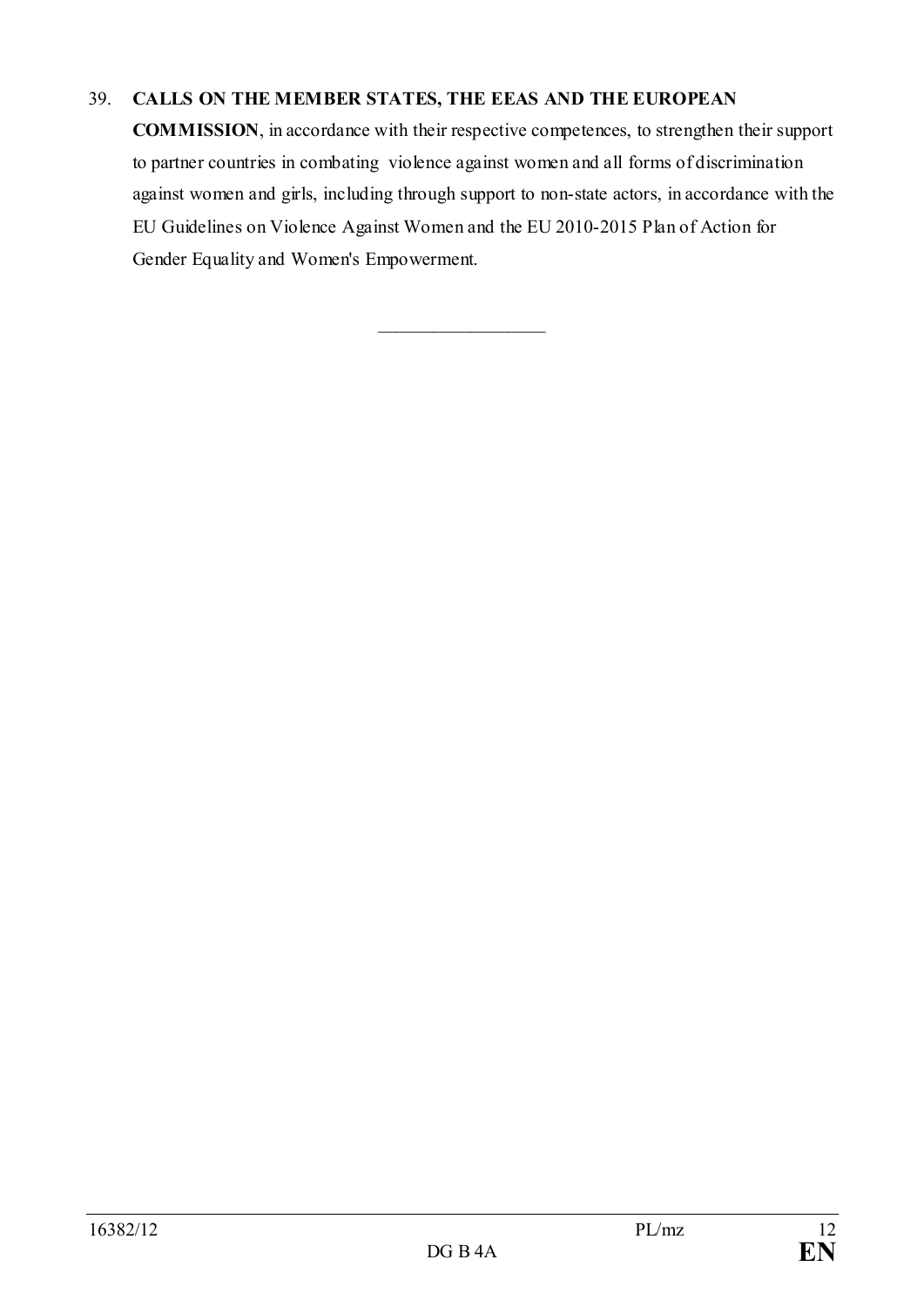39. **CALLS ON THE MEMBER STATES, THE EEAS AND THE EUROPEAN COMMISSION**, in accordance with their respective competences, to strengthen their support to partner countries in combating violence against women and all forms of discrimination against women and girls, including through support to non-state actors, in accordance with the EU Guidelines on Violence Against Women and the EU 2010-2015 Plan of Action for Gender Equality and Women's Empowerment.

\_\_\_\_\_\_\_\_\_\_\_\_\_\_\_\_\_\_\_\_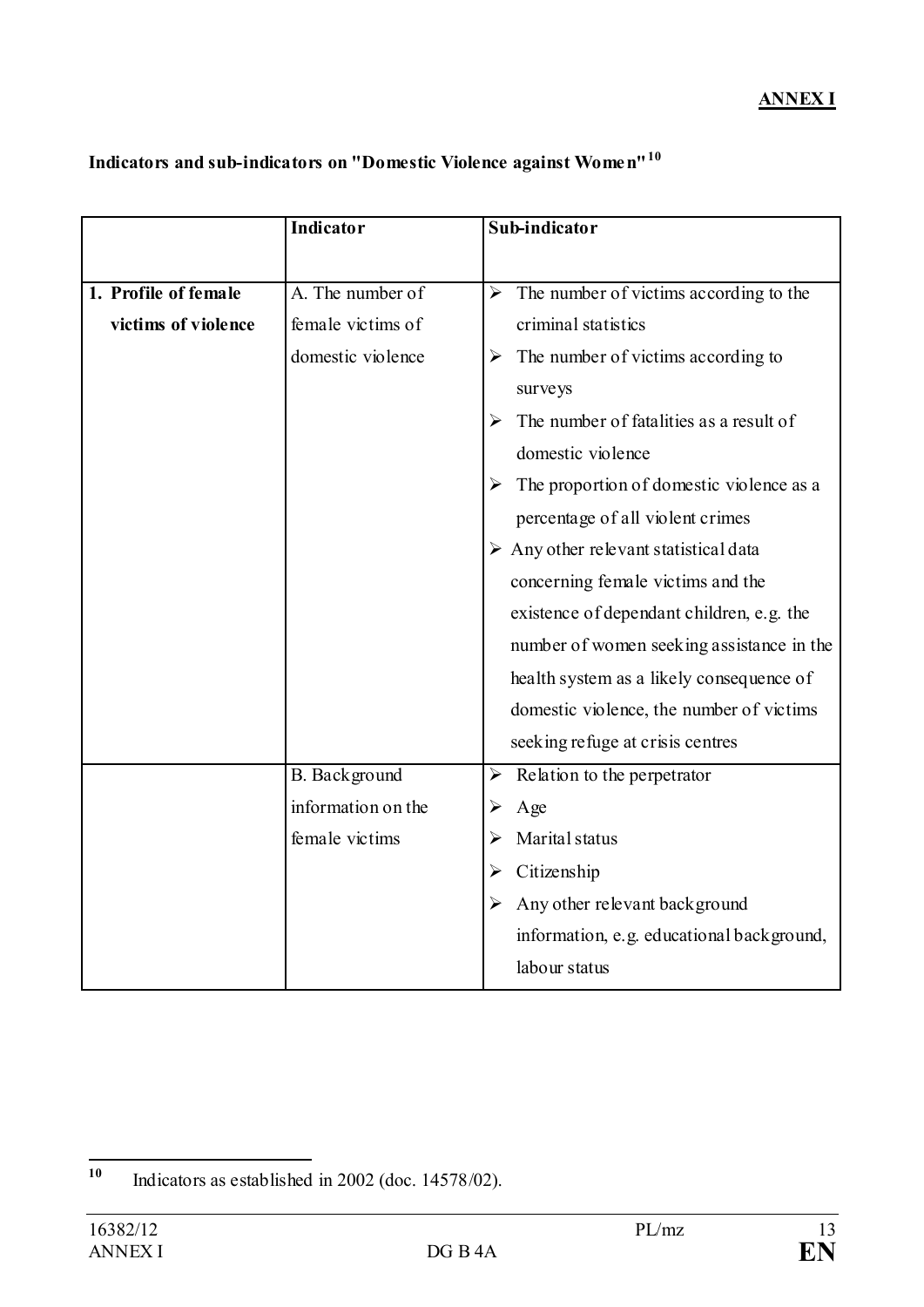**ANNEX I**

**Indicators and sub-indicators on "Domestic Violence against Women"[10]**

| | **Indicator** | **Sub-indicator** |
|---|---|---|
| **1. Profile of female victims of violence** | A. The number of female victims of domestic violence | ➢ The number of victims according to the criminal statistics<br>➢ The number of victims according to surveys<br>➢ The number of fatalities as a result of domestic violence<br>➢ The proportion of domestic violence as a percentage of all violent crimes<br>➢ Any other relevant statistical data concerning female victims and the existence of dependant children, e.g. the number of women seeking assistance in the health system as a likely consequence of domestic violence, the number of victims seeking refuge at crisis centres |
| | B. Background information on the female victims | ➢ Relation to the perpetrator<br>➢ Age<br>➢ Marital status<br>➢ Citizenship<br>➢ Any other relevant background information, e.g. educational background, labour status |

[10] Indicators as established in 2002 (doc. 14578/02).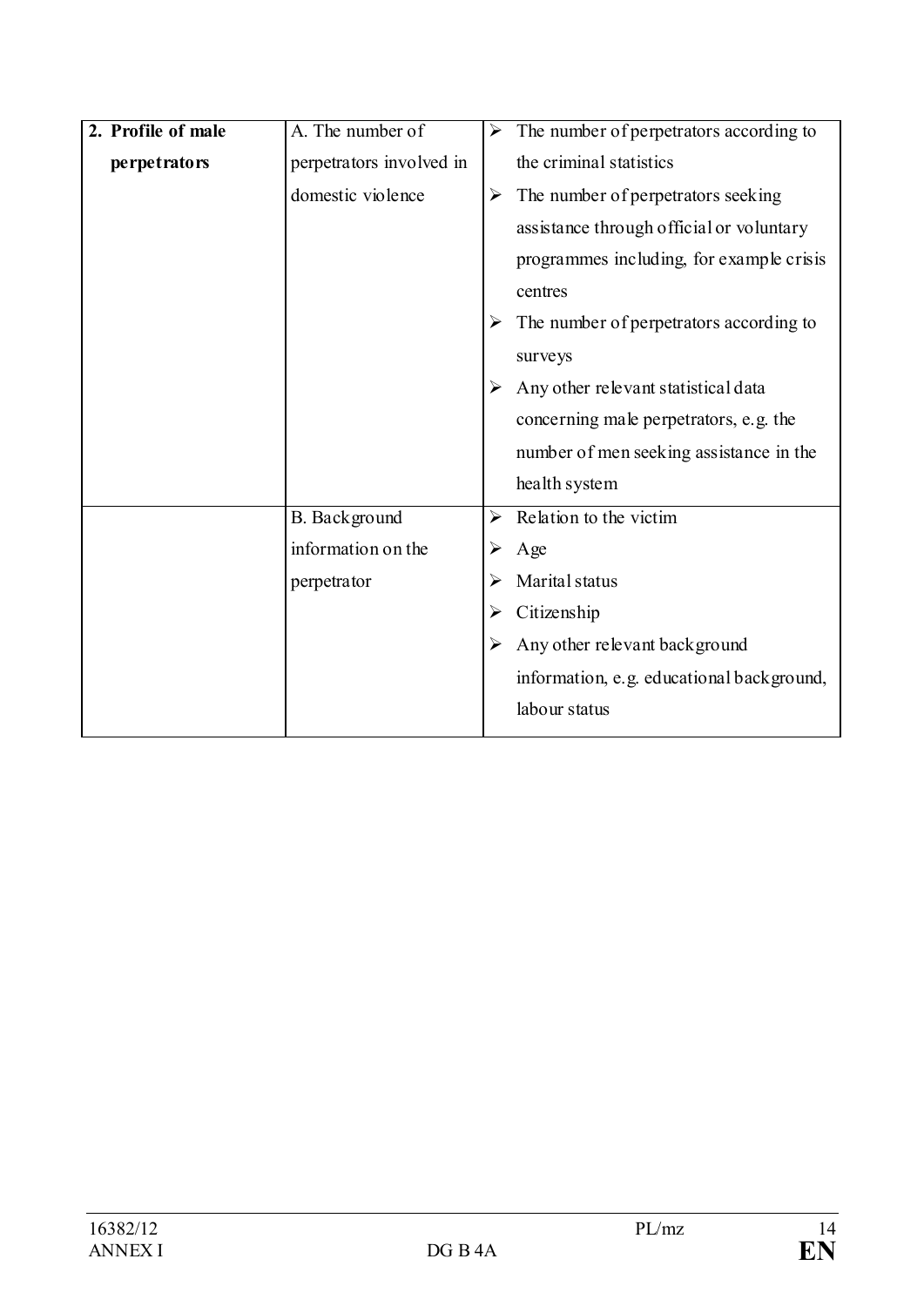| 2. **Profile of male perpetrators** | A. The number of perpetrators involved in domestic violence | ➢ The number of perpetrators according to the criminal statistics<br>➢ The number of perpetrators seeking assistance through official or voluntary programmes including, for example crisis centres<br>➢ The number of perpetrators according to surveys<br>➢ Any other relevant statistical data concerning male perpetrators, e.g. the number of men seeking assistance in the health system |
|---|---|---|
| | B. Background information on the perpetrator | ➢ Relation to the victim<br>➢ Age<br>➢ Marital status<br>➢ Citizenship<br>➢ Any other relevant background information, e.g. educational background, labour status |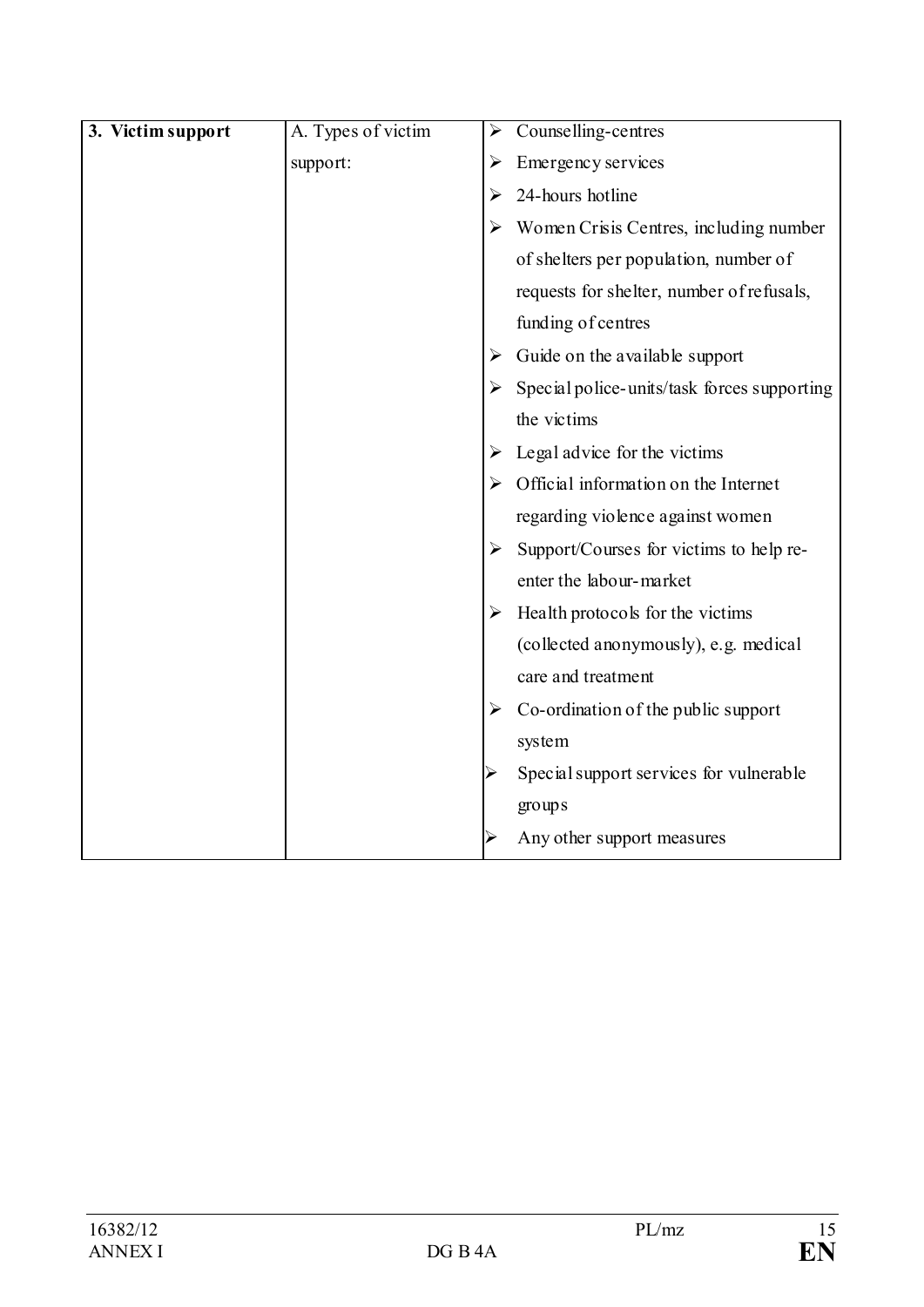| **3. Victim support** | A. Types of victim support: | ➢ Counselling-centres<br>➢ Emergency services<br>➢ 24-hours hotline<br>➢ Women Crisis Centres, including number of shelters per population, number of requests for shelter, number of refusals, funding of centres<br>➢ Guide on the available support<br>➢ Special police-units/task forces supporting the victims<br>➢ Legal advice for the victims<br>➢ Official information on the Internet regarding violence against women<br>➢ Support/Courses for victims to help re-enter the labour-market<br>➢ Health protocols for the victims (collected anonymously), e.g. medical care and treatment<br>➢ Co-ordination of the public support system<br>➢ Special support services for vulnerable groups<br>➢ Any other support measures |
|---|---|---|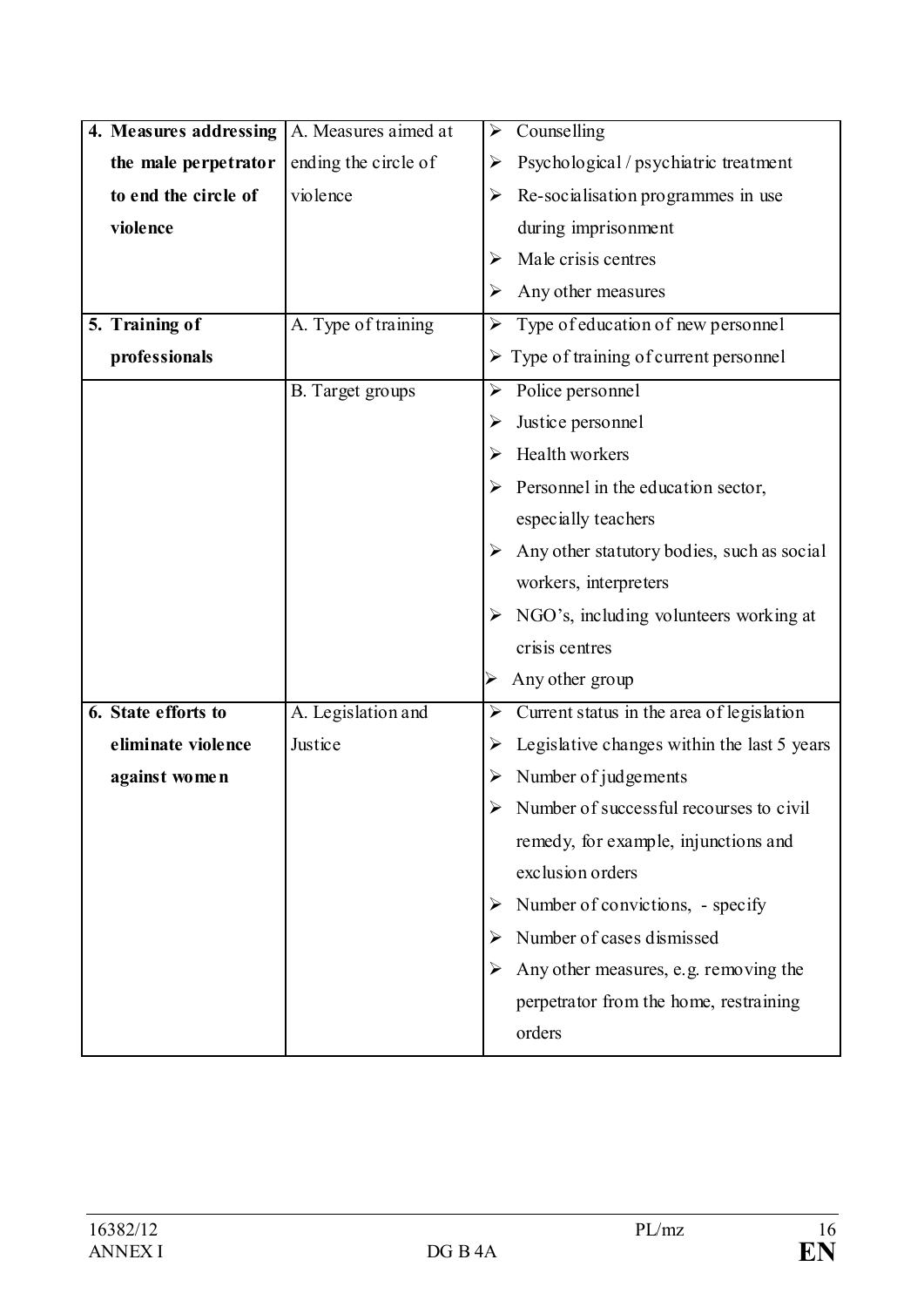| | | |
|---|---|---|
| **4. Measures addressing the male perpetrator to end the circle of violence** | A. Measures aimed at ending the circle of violence | ➢ Counselling<br>➢ Psychological / psychiatric treatment<br>➢ Re-socialisation programmes in use during imprisonment<br>➢ Male crisis centres<br>➢ Any other measures |
| **5. Training of professionals** | A. Type of training | ➢ Type of education of new personnel<br>➢ Type of training of current personnel |
| | B. Target groups | ➢ Police personnel<br>➢ Justice personnel<br>➢ Health workers<br>➢ Personnel in the education sector, especially teachers<br>➢ Any other statutory bodies, such as social workers, interpreters<br>➢ NGO's, including volunteers working at crisis centres<br>➢ Any other group |
| **6. State efforts to eliminate violence against women** | A. Legislation and Justice | ➢ Current status in the area of legislation<br>➢ Legislative changes within the last 5 years<br>➢ Number of judgements<br>➢ Number of successful recourses to civil remedy, for example, injunctions and exclusion orders<br>➢ Number of convictions, - specify<br>➢ Number of cases dismissed<br>➢ Any other measures, e.g. removing the perpetrator from the home, restraining orders |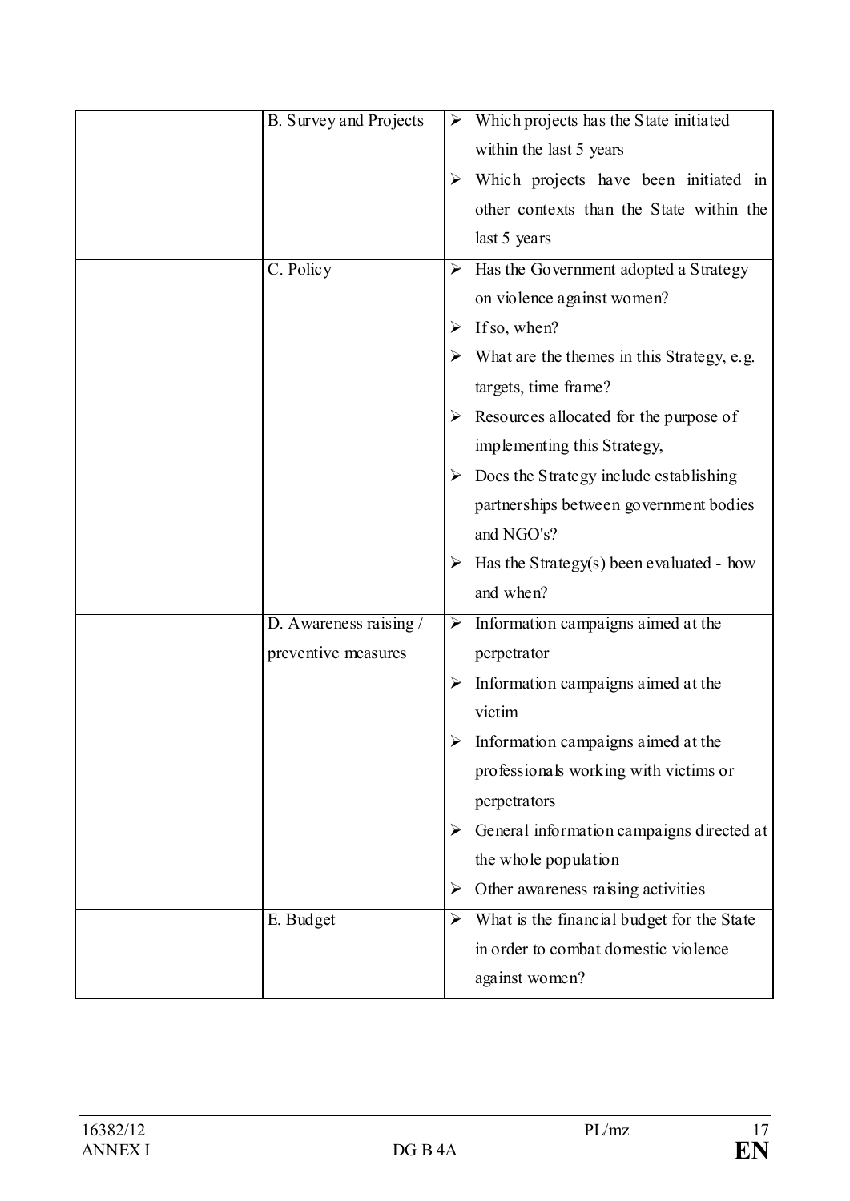| | | |
|---|---|---|
| | B. Survey and Projects | ➢ Which projects has the State initiated within the last 5 years<br>➢ Which projects have been initiated in other contexts than the State within the last 5 years |
| | C. Policy | ➢ Has the Government adopted a Strategy on violence against women?<br>➢ If so, when?<br>➢ What are the themes in this Strategy, e.g. targets, time frame?<br>➢ Resources allocated for the purpose of implementing this Strategy,<br>➢ Does the Strategy include establishing partnerships between government bodies and NGO's?<br>➢ Has the Strategy(s) been evaluated - how and when? |
| | D. Awareness raising / preventive measures | ➢ Information campaigns aimed at the perpetrator<br>➢ Information campaigns aimed at the victim<br>➢ Information campaigns aimed at the professionals working with victims or perpetrators<br>➢ General information campaigns directed at the whole population<br>➢ Other awareness raising activities |
| | E. Budget | ➢ What is the financial budget for the State in order to combat domestic violence against women? |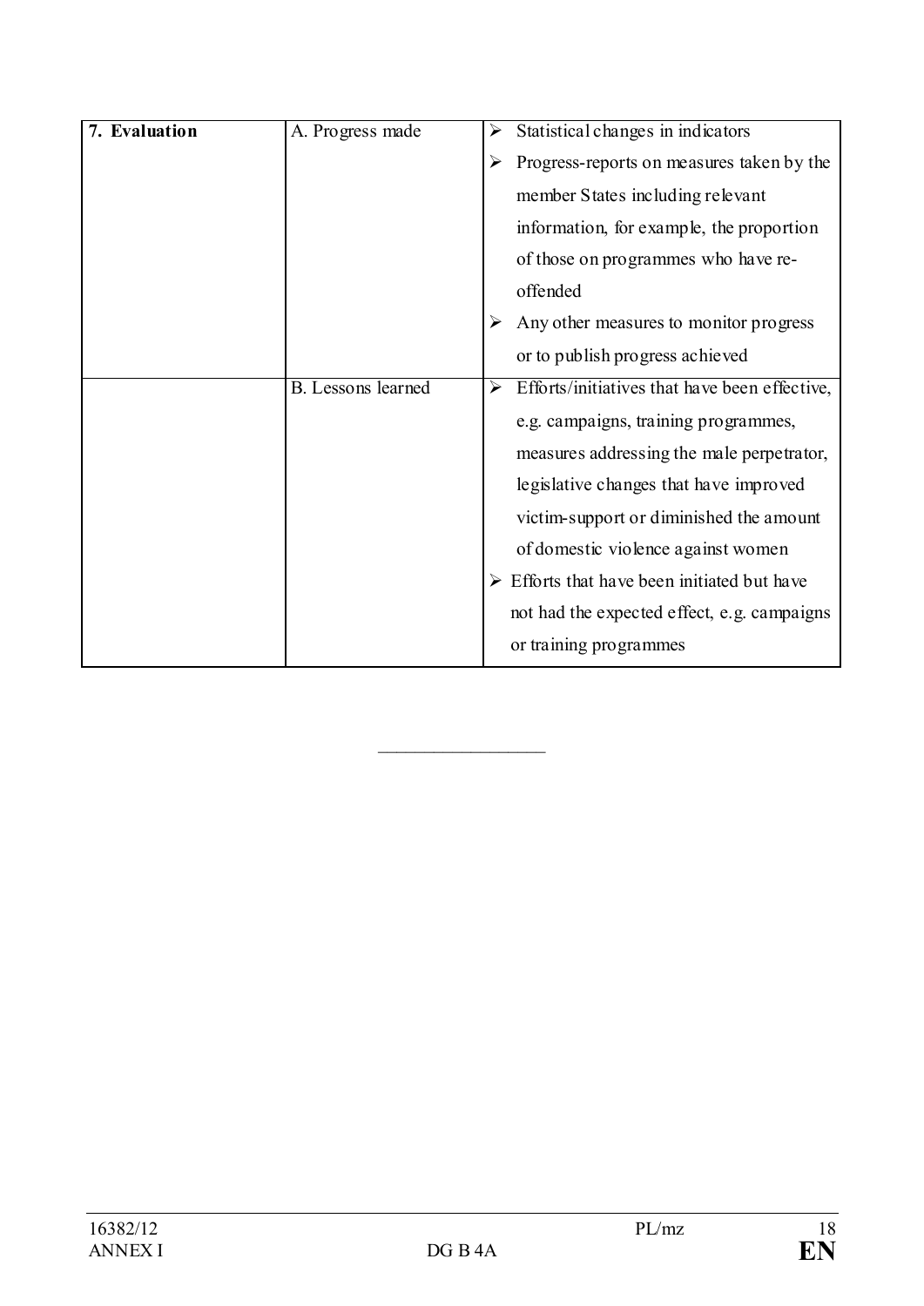| **7. Evaluation** | A. Progress made | ➢ Statistical changes in indicators<br>➢ Progress-reports on measures taken by the member States including relevant information, for example, the proportion of those on programmes who have re-offended<br>➢ Any other measures to monitor progress or to publish progress achieved |
|---|---|---|
| | B. Lessons learned | ➢ Efforts/initiatives that have been effective, e.g. campaigns, training programmes, measures addressing the male perpetrator, legislative changes that have improved victim-support or diminished the amount of domestic violence against women<br>➢ Efforts that have been initiated but have not had the expected effect, e.g. campaigns or training programmes |

---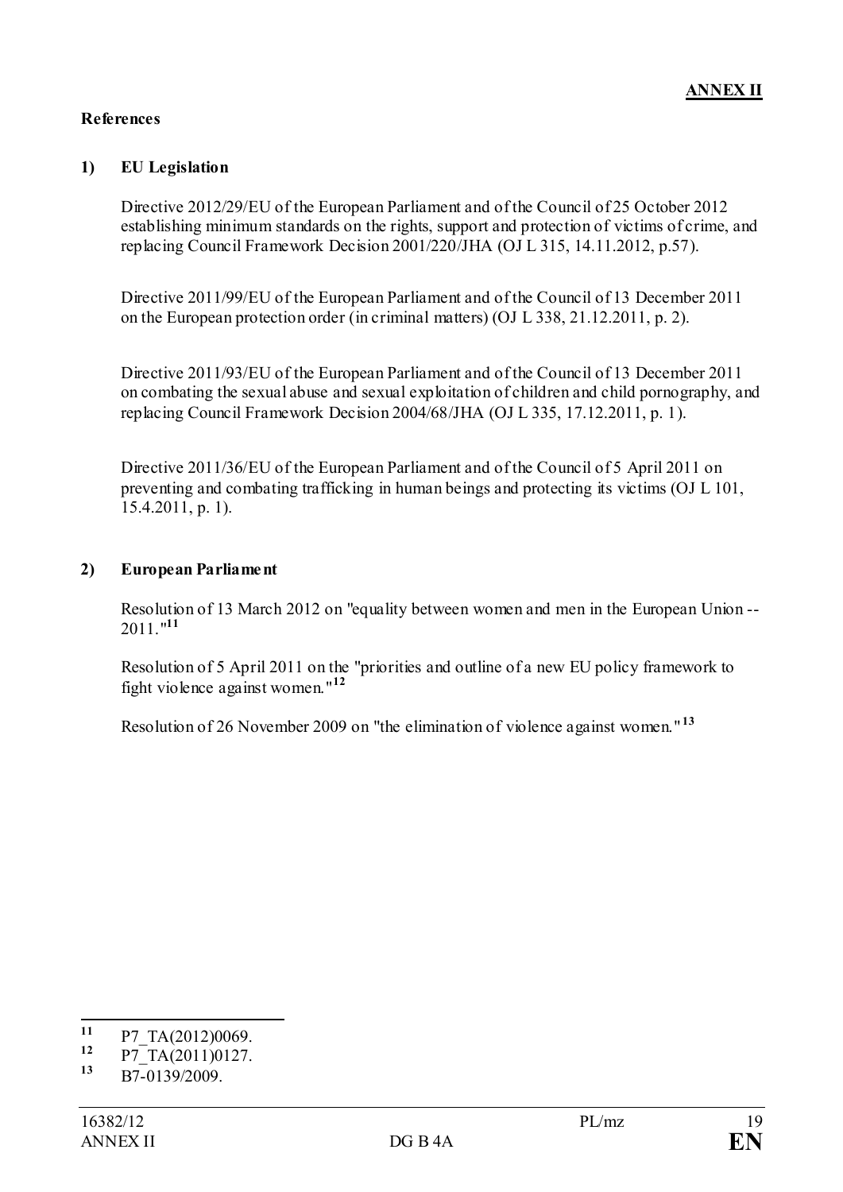**ANNEX II**

**References**

**1) EU Legislation**

Directive 2012/29/EU of the European Parliament and of the Council of 25 October 2012 establishing minimum standards on the rights, support and protection of victims of crime, and replacing Council Framework Decision 2001/220/JHA (OJ L 315, 14.11.2012, p.57).

Directive 2011/99/EU of the European Parliament and of the Council of 13 December 2011 on the European protection order (in criminal matters) (OJ L 338, 21.12.2011, p. 2).

Directive 2011/93/EU of the European Parliament and of the Council of 13 December 2011 on combating the sexual abuse and sexual exploitation of children and child pornography, and replacing Council Framework Decision 2004/68/JHA (OJ L 335, 17.12.2011, p. 1).

Directive 2011/36/EU of the European Parliament and of the Council of 5 April 2011 on preventing and combating trafficking in human beings and protecting its victims (OJ L 101, 15.4.2011, p. 1).

**2) European Parliament**

Resolution of 13 March 2012 on "equality between women and men in the European Union -- 2011."[11]

Resolution of 5 April 2011 on the "priorities and outline of a new EU policy framework to fight violence against women."[12]

Resolution of 26 November 2009 on "the elimination of violence against women."[13]

---

[11] P7_TA(2012)0069.

[12] P7_TA(2011)0127.

[13] B7-0139/2009.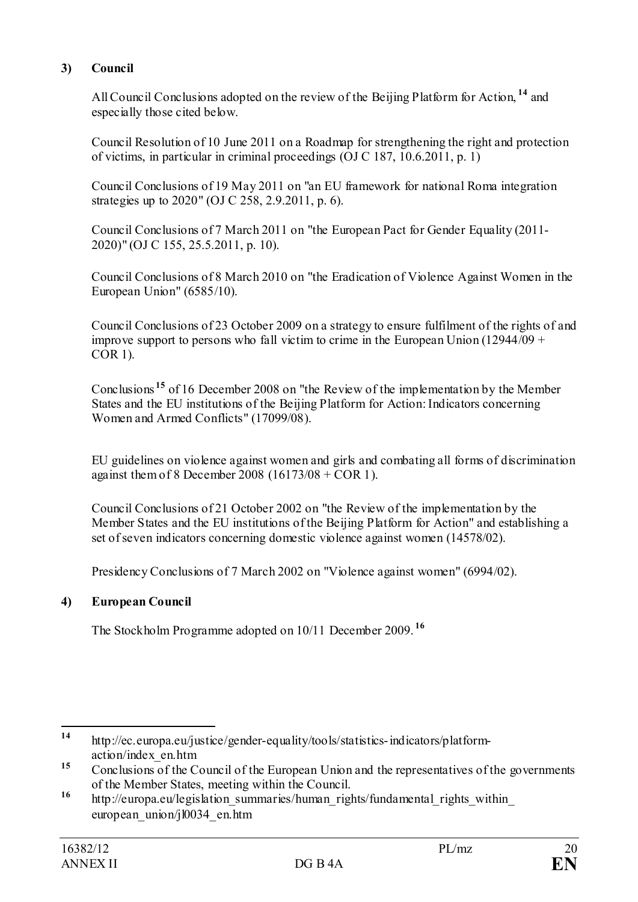**3) Council**

All Council Conclusions adopted on the review of the Beijing Platform for Action,[14] and especially those cited below.

Council Resolution of 10 June 2011 on a Roadmap for strengthening the right and protection of victims, in particular in criminal proceedings (OJ C 187, 10.6.2011, p. 1)

Council Conclusions of 19 May 2011 on "an EU framework for national Roma integration strategies up to 2020" (OJ C 258, 2.9.2011, p. 6).

Council Conclusions of 7 March 2011 on "the European Pact for Gender Equality (2011-2020)" (OJ C 155, 25.5.2011, p. 10).

Council Conclusions of 8 March 2010 on "the Eradication of Violence Against Women in the European Union" (6585/10).

Council Conclusions of 23 October 2009 on a strategy to ensure fulfilment of the rights of and improve support to persons who fall victim to crime in the European Union (12944/09 + COR 1).

Conclusions[15] of 16 December 2008 on "the Review of the implementation by the Member States and the EU institutions of the Beijing Platform for Action: Indicators concerning Women and Armed Conflicts" (17099/08).

EU guidelines on violence against women and girls and combating all forms of discrimination against them of 8 December 2008 (16173/08 + COR 1).

Council Conclusions of 21 October 2002 on "the Review of the implementation by the Member States and the EU institutions of the Beijing Platform for Action" and establishing a set of seven indicators concerning domestic violence against women (14578/02).

Presidency Conclusions of 7 March 2002 on "Violence against women" (6994/02).

**4) European Council**

The Stockholm Programme adopted on 10/11 December 2009.[16]

---

[14] http://ec.europa.eu/justice/gender-equality/tools/statistics-indicators/platform-action/index_en.htm

[15] Conclusions of the Council of the European Union and the representatives of the governments of the Member States, meeting within the Council.

[16] http://europa.eu/legislation_summaries/human_rights/fundamental_rights_within_european_union/jl0034_en.htm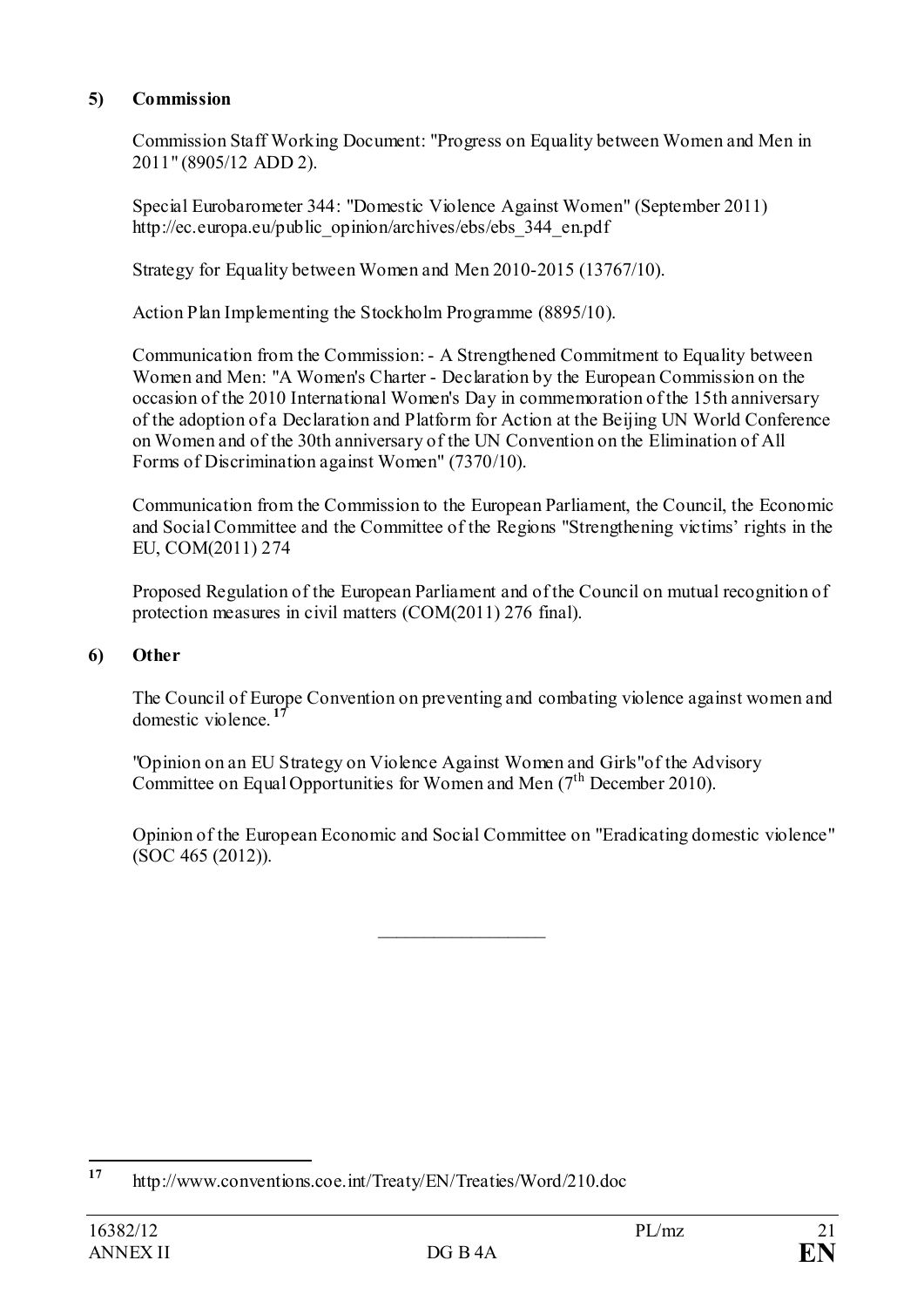**5) Commission**

Commission Staff Working Document: "Progress on Equality between Women and Men in 2011" (8905/12 ADD 2).

Special Eurobarometer 344: "Domestic Violence Against Women" (September 2011) http://ec.europa.eu/public_opinion/archives/ebs/ebs_344_en.pdf

Strategy for Equality between Women and Men 2010-2015 (13767/10).

Action Plan Implementing the Stockholm Programme (8895/10).

Communication from the Commission: - A Strengthened Commitment to Equality between Women and Men: "A Women's Charter - Declaration by the European Commission on the occasion of the 2010 International Women's Day in commemoration of the 15th anniversary of the adoption of a Declaration and Platform for Action at the Beijing UN World Conference on Women and of the 30th anniversary of the UN Convention on the Elimination of All Forms of Discrimination against Women" (7370/10).

Communication from the Commission to the European Parliament, the Council, the Economic and Social Committee and the Committee of the Regions "Strengthening victims' rights in the EU, COM(2011) 274

Proposed Regulation of the European Parliament and of the Council on mutual recognition of protection measures in civil matters (COM(2011) 276 final).

**6) Other**

The Council of Europe Convention on preventing and combating violence against women and domestic violence.[17]

"Opinion on an EU Strategy on Violence Against Women and Girls"of the Advisory Committee on Equal Opportunities for Women and Men (7th December 2010).

Opinion of the European Economic and Social Committee on "Eradicating domestic violence" (SOC 465 (2012)).

---

[17] http://www.conventions.coe.int/Treaty/EN/Treaties/Word/210.doc